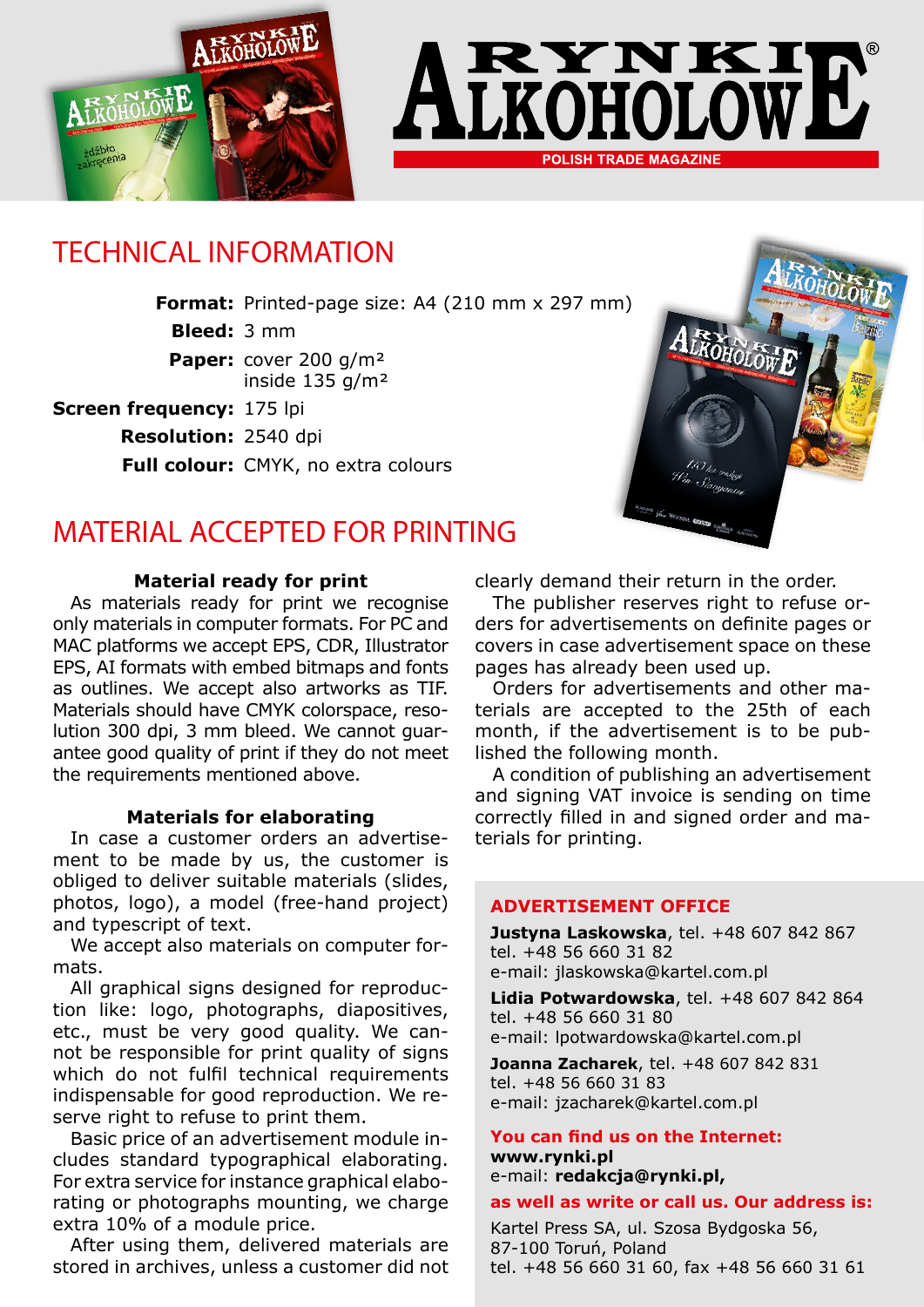# RYNKI ALKOHOLOWE®

POLISH TRADE MAGAZINE

## TECHNICAL INFORMATION

**Format:** Printed-page size: A4 (210 mm x 297 mm)
**Bleed:** 3 mm
**Paper:** cover 200 g/m²
inside 135 g/m²
**Screen frequency:** 175 lpi
**Resolution:** 2540 dpi
**Full colour:** CMYK, no extra colours

## MATERIAL ACCEPTED FOR PRINTING

### Material ready for print

As materials ready for print we recognise only materials in computer formats. For PC and MAC platforms we accept EPS, CDR, Illustrator EPS, AI formats with embed bitmaps and fonts as outlines. We accept also artworks as TIF. Materials should have CMYK colorspace, resolution 300 dpi, 3 mm bleed. We cannot guarantee good quality of print if they do not meet the requirements mentioned above.

### Materials for elaborating

In case a customer orders an advertisement to be made by us, the customer is obliged to deliver suitable materials (slides, photos, logo), a model (free-hand project) and typescript of text.

We accept also materials on computer formats.

All graphical signs designed for reproduction like: logo, photographs, diapositives, etc., must be very good quality. We cannot be responsible for print quality of signs which do not fulfil technical requirements indispensable for good reproduction. We reserve right to refuse to print them.

Basic price of an advertisement module includes standard typographical elaborating. For extra service for instance graphical elaborating or photographs mounting, we charge extra 10% of a module price.

After using them, delivered materials are stored in archives, unless a customer did not clearly demand their return in the order.

The publisher reserves right to refuse orders for advertisements on definite pages or covers in case advertisement space on these pages has already been used up.

Orders for advertisements and other materials are accepted to the 25th of each month, if the advertisement is to be published the following month.

A condition of publishing an advertisement and signing VAT invoice is sending on time correctly filled in and signed order and materials for printing.

### ADVERTISEMENT OFFICE

**Justyna Laskowska**, tel. +48 607 842 867
tel. +48 56 660 31 82
e-mail: jlaskowska@kartel.com.pl

**Lidia Potwardowska**, tel. +48 607 842 864
tel. +48 56 660 31 80
e-mail: lpotwardowska@kartel.com.pl

**Joanna Zacharek**, tel. +48 607 842 831
tel. +48 56 660 31 83
e-mail: jzacharek@kartel.com.pl

**You can find us on the Internet:**
**www.rynki.pl**
e-mail: **redakcja@rynki.pl,**

**as well as write or call us. Our address is:**

Kartel Press SA, ul. Szosa Bydgoska 56,
87-100 Toruń, Poland
tel. +48 56 660 31 60, fax +48 56 660 31 61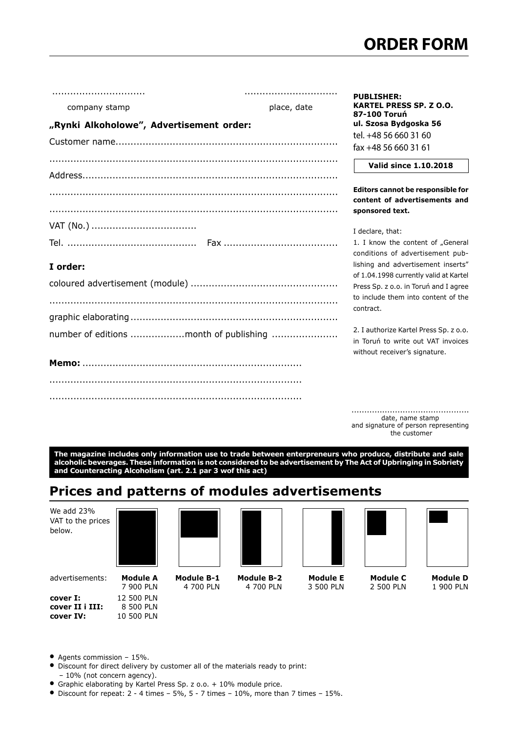# ORDER FORM

............................... ...............................

company stamp place, date

**„Rynki Alkoholowe", Advertisement order:**

Customer name.........................................................................

...............................................................................................

Address....................................................................................

...............................................................................................

...............................................................................................

VAT (No.) ...................................

Tel. ........................................... Fax ......................................

**I order:**

coloured advertisement (module) ................................................

...............................................................................................

graphic elaborating ....................................................................

number of editions ..................month of publishing ......................

**Memo:** .......................................................................

...................................................................................

...................................................................................

**PUBLISHER:**
**KARTEL PRESS SP. Z O.O.**
**87-100 Toruń**
**ul. Szosa Bydgoska 56**
tel. +48 56 660 31 60
fax +48 56 660 31 61

**Valid since 1.10.2018**

**Editors cannot be responsible for content of advertisements and sponsored text.**

I declare, that:

1. I know the content of „General conditions of advertisement publishing and advertisement inserts" of 1.04.1998 currently valid at Kartel Press Sp. z o.o. in Toruń and I agree to include them into content of the contract.

2. I authorize Kartel Press Sp. z o.o. in Toruń to write out VAT invoices without receiver's signature.

.............................................
date, name stamp
and signature of person representing the customer

**The magazine includes only information use to trade between enterpreneurs who produce, distribute and sale alcoholic beverages. These information is not considered to be advertisement by The Act of Upbringing in Sobriety and Counteracting Alcoholism (art. 2.1 par 3 wof this act)**

## Prices and patterns of modules advertisements

We add 23% VAT to the prices below.

| | | | | | | |
|---|---|---|---|---|---|---|
| advertisements: | **Module A** 7 900 PLN | **Module B-1** 4 700 PLN | **Module B-2** 4 700 PLN | **Module E** 3 500 PLN | **Module C** 2 500 PLN | **Module D** 1 900 PLN |
| **cover I:** | 12 500 PLN | | | | | |
| **cover II i III:** | 8 500 PLN | | | | | |
| **cover IV:** | 10 500 PLN | | | | | |

- Agents commission – 15%.
- Discount for direct delivery by customer all of the materials ready to print: – 10% (not concern agency).
- Graphic elaborating by Kartel Press Sp. z o.o. + 10% module price.
- Discount for repeat: 2 - 4 times – 5%, 5 - 7 times – 10%, more than 7 times – 15%.